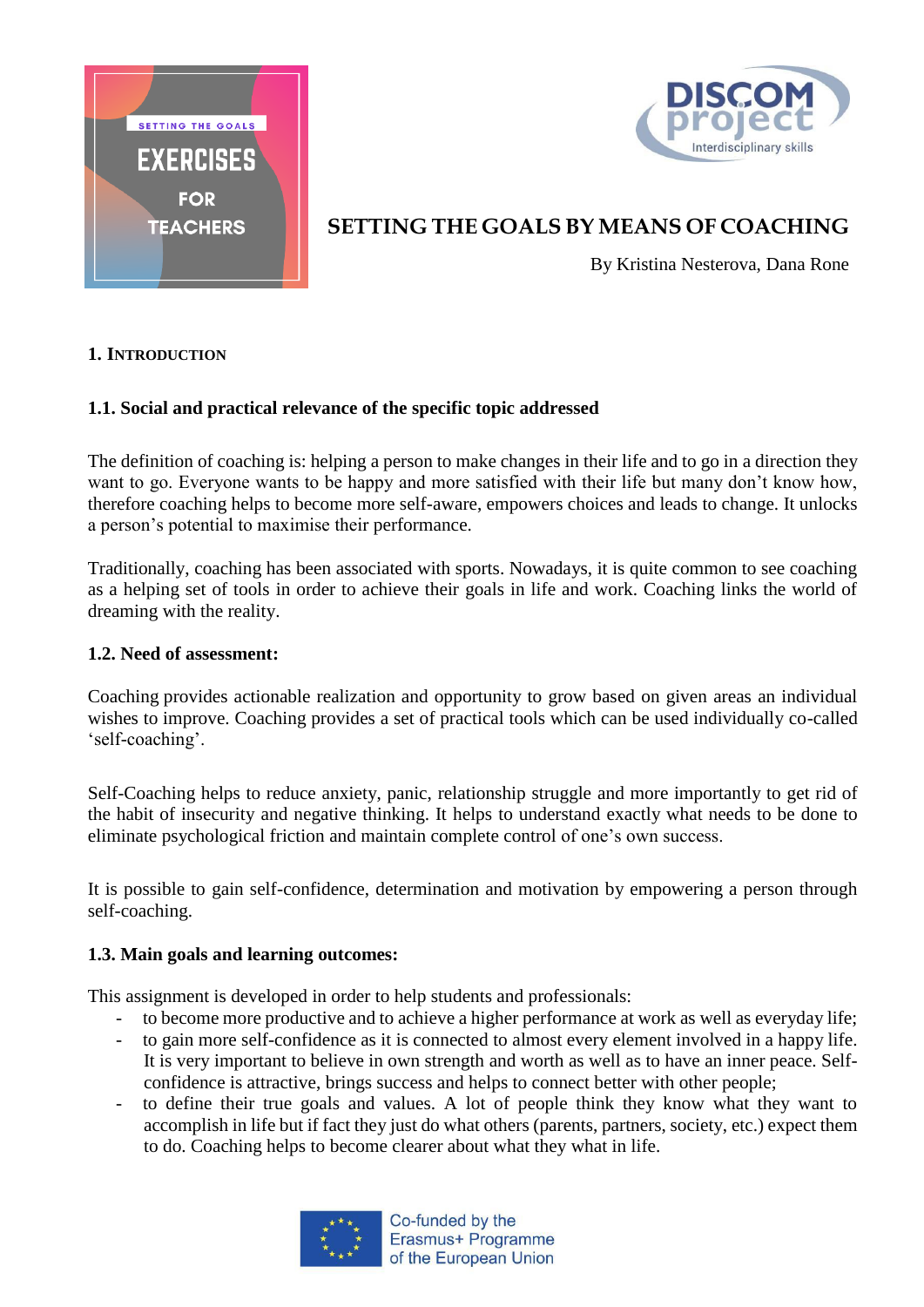# SETTING THE GOALS BY MEANS OF COACHING

By Kristina Nesterova, Dana Rone

## 1. INTRODUCTION

### 1.1. Social and practical relevance of the specific topic addressed

The definition of coaching is: helping a person to make changes in their life and to go in a direction they want to go. Everyone wants to be happy and more satisfied with their life but many don't know how, therefore coaching helps to become more self-aware, empowers choices and leads to change. It unlocks a person's potential to maximise their performance.

Traditionally, coaching has been associated with sports. Nowadays, it is quite common to see coaching as a helping set of tools in order to achieve their goals in life and work. Coaching links the world of dreaming with the reality.

### 1.2. Need of assessment:

Coaching provides actionable realization and opportunity to grow based on given areas an individual wishes to improve. Coaching provides a set of practical tools which can be used individually co-called 'self-coaching'.

Self-Coaching helps to reduce anxiety, panic, relationship struggle and more importantly to get rid of the habit of insecurity and negative thinking. It helps to understand exactly what needs to be done to eliminate psychological friction and maintain complete control of one's own success.

It is possible to gain self-confidence, determination and motivation by empowering a person through self-coaching.

### 1.3. Main goals and learning outcomes:

This assignment is developed in order to help students and professionals:

- to become more productive and to achieve a higher performance at work as well as everyday life;
- to gain more self-confidence as it is connected to almost every element involved in a happy life. It is very important to believe in own strength and worth as well as to have an inner peace. Self-confidence is attractive, brings success and helps to connect better with other people;
- to define their true goals and values. A lot of people think they know what they want to accomplish in life but if fact they just do what others (parents, partners, society, etc.) expect them to do. Coaching helps to become clearer about what they what in life.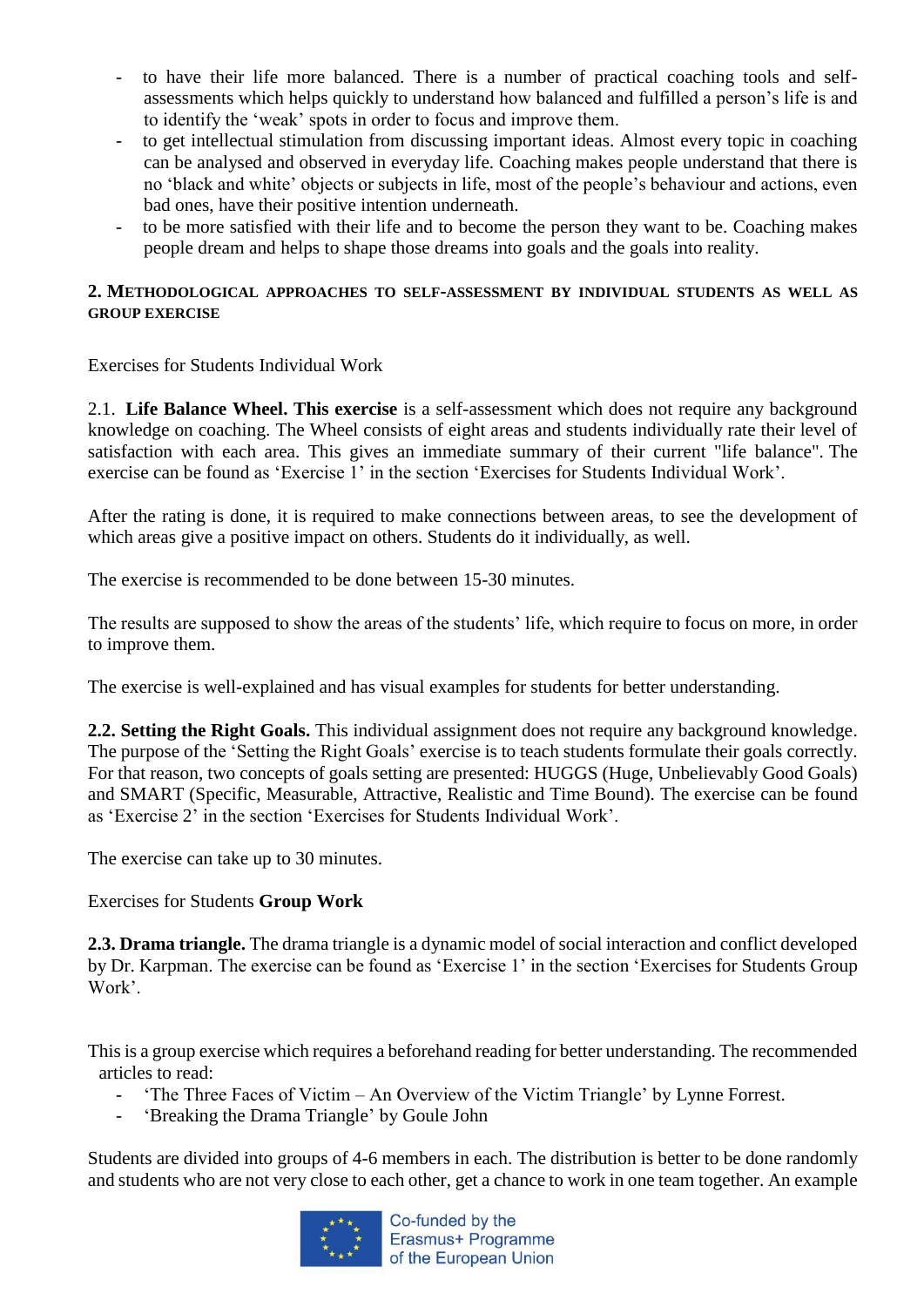- to have their life more balanced. There is a number of practical coaching tools and self-assessments which helps quickly to understand how balanced and fulfilled a person's life is and to identify the 'weak' spots in order to focus and improve them.
- to get intellectual stimulation from discussing important ideas. Almost every topic in coaching can be analysed and observed in everyday life. Coaching makes people understand that there is no 'black and white' objects or subjects in life, most of the people's behaviour and actions, even bad ones, have their positive intention underneath.
- to be more satisfied with their life and to become the person they want to be. Coaching makes people dream and helps to shape those dreams into goals and the goals into reality.

## 2. Methodological approaches to self-assessment by individual students as well as group exercise

Exercises for Students Individual Work

2.1. **Life Balance Wheel. This exercise** is a self-assessment which does not require any background knowledge on coaching. The Wheel consists of eight areas and students individually rate their level of satisfaction with each area. This gives an immediate summary of their current "life balance". The exercise can be found as 'Exercise 1' in the section 'Exercises for Students Individual Work'.

After the rating is done, it is required to make connections between areas, to see the development of which areas give a positive impact on others. Students do it individually, as well.

The exercise is recommended to be done between 15-30 minutes.

The results are supposed to show the areas of the students' life, which require to focus on more, in order to improve them.

The exercise is well-explained and has visual examples for students for better understanding.

**2.2. Setting the Right Goals.** This individual assignment does not require any background knowledge. The purpose of the 'Setting the Right Goals' exercise is to teach students formulate their goals correctly. For that reason, two concepts of goals setting are presented: HUGGS (Huge, Unbelievably Good Goals) and SMART (Specific, Measurable, Attractive, Realistic and Time Bound). The exercise can be found as 'Exercise 2' in the section 'Exercises for Students Individual Work'.

The exercise can take up to 30 minutes.

Exercises for Students **Group Work**

**2.3. Drama triangle.** The drama triangle is a dynamic model of social interaction and conflict developed by Dr. Karpman. The exercise can be found as 'Exercise 1' in the section 'Exercises for Students Group Work'.

This is a group exercise which requires a beforehand reading for better understanding. The recommended articles to read:

- 'The Three Faces of Victim – An Overview of the Victim Triangle' by Lynne Forrest.
- 'Breaking the Drama Triangle' by Goule John

Students are divided into groups of 4-6 members in each. The distribution is better to be done randomly and students who are not very close to each other, get a chance to work in one team together. An example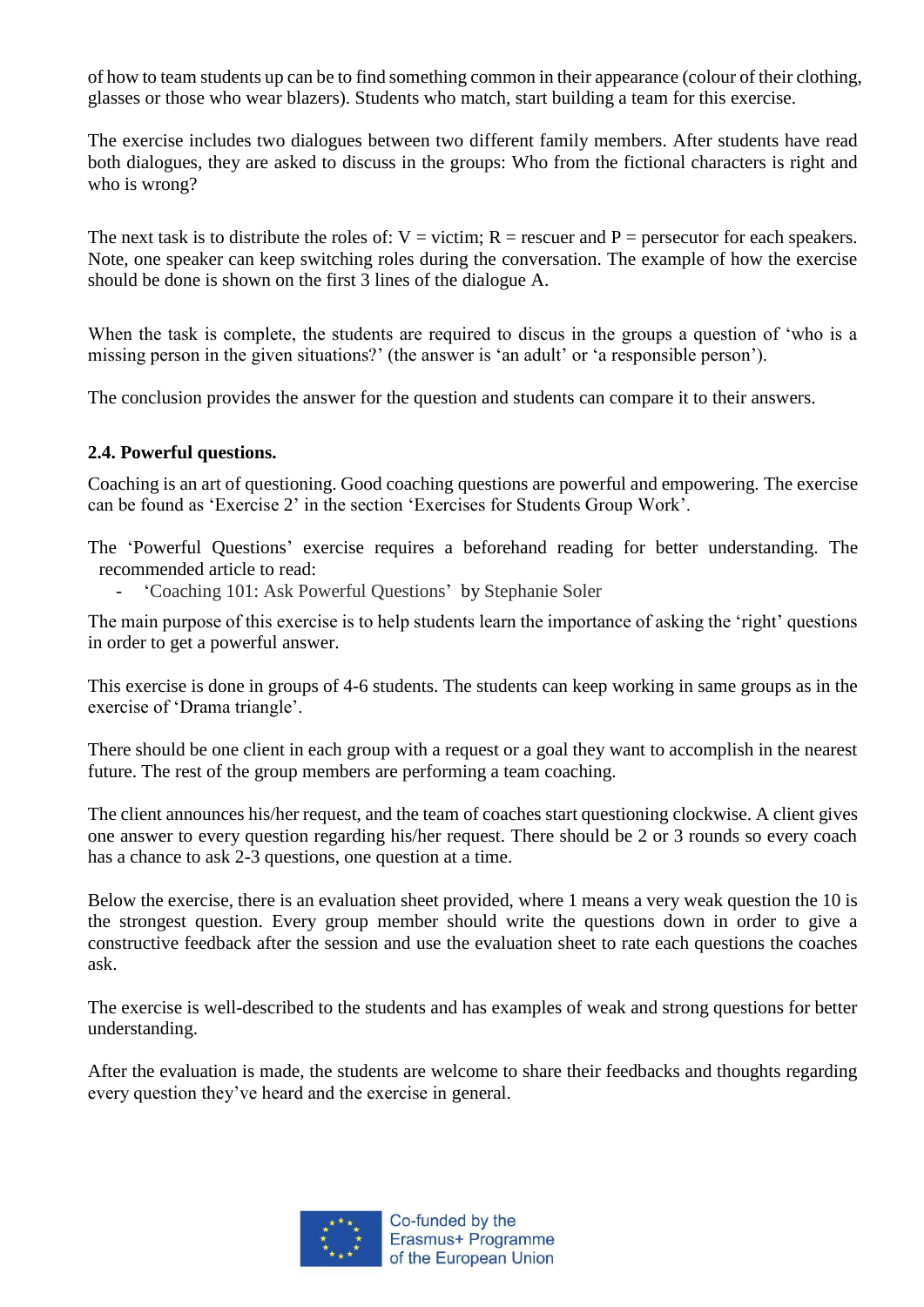of how to team students up can be to find something common in their appearance (colour of their clothing, glasses or those who wear blazers). Students who match, start building a team for this exercise.

The exercise includes two dialogues between two different family members. After students have read both dialogues, they are asked to discuss in the groups: Who from the fictional characters is right and who is wrong?

The next task is to distribute the roles of: V = victim; R = rescuer and P = persecutor for each speakers. Note, one speaker can keep switching roles during the conversation. The example of how the exercise should be done is shown on the first 3 lines of the dialogue A.

When the task is complete, the students are required to discus in the groups a question of 'who is a missing person in the given situations?' (the answer is 'an adult' or 'a responsible person').

The conclusion provides the answer for the question and students can compare it to their answers.

### 2.4. Powerful questions.

Coaching is an art of questioning. Good coaching questions are powerful and empowering. The exercise can be found as 'Exercise 2' in the section 'Exercises for Students Group Work'.

The 'Powerful Questions' exercise requires a beforehand reading for better understanding. The recommended article to read:

- 'Coaching 101: Ask Powerful Questions' by Stephanie Soler

The main purpose of this exercise is to help students learn the importance of asking the 'right' questions in order to get a powerful answer.

This exercise is done in groups of 4-6 students. The students can keep working in same groups as in the exercise of 'Drama triangle'.

There should be one client in each group with a request or a goal they want to accomplish in the nearest future. The rest of the group members are performing a team coaching.

The client announces his/her request, and the team of coaches start questioning clockwise. A client gives one answer to every question regarding his/her request. There should be 2 or 3 rounds so every coach has a chance to ask 2-3 questions, one question at a time.

Below the exercise, there is an evaluation sheet provided, where 1 means a very weak question the 10 is the strongest question. Every group member should write the questions down in order to give a constructive feedback after the session and use the evaluation sheet to rate each questions the coaches ask.

The exercise is well-described to the students and has examples of weak and strong questions for better understanding.

After the evaluation is made, the students are welcome to share their feedbacks and thoughts regarding every question they've heard and the exercise in general.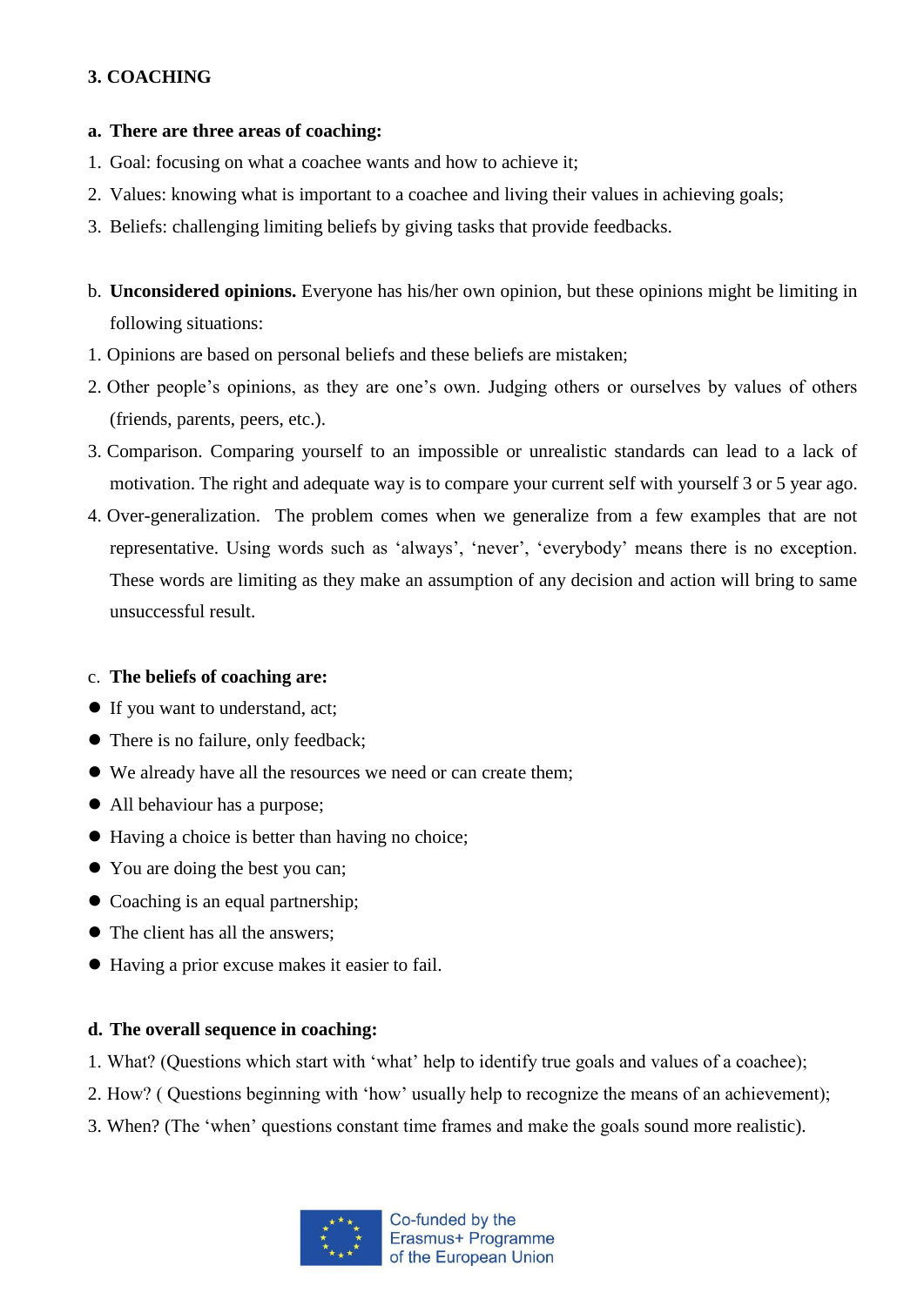## 3. COACHING

**a. There are three areas of coaching:**

1. Goal: focusing on what a coachee wants and how to achieve it;
2. Values: knowing what is important to a coachee and living their values in achieving goals;
3. Beliefs: challenging limiting beliefs by giving tasks that provide feedbacks.

b. **Unconsidered opinions.** Everyone has his/her own opinion, but these opinions might be limiting in following situations:

1. Opinions are based on personal beliefs and these beliefs are mistaken;
2. Other people's opinions, as they are one's own. Judging others or ourselves by values of others (friends, parents, peers, etc.).
3. Comparison. Comparing yourself to an impossible or unrealistic standards can lead to a lack of motivation. The right and adequate way is to compare your current self with yourself 3 or 5 year ago.
4. Over-generalization. The problem comes when we generalize from a few examples that are not representative. Using words such as 'always', 'never', 'everybody' means there is no exception. These words are limiting as they make an assumption of any decision and action will bring to same unsuccessful result.

c. **The beliefs of coaching are:**

- If you want to understand, act;
- There is no failure, only feedback;
- We already have all the resources we need or can create them;
- All behaviour has a purpose;
- Having a choice is better than having no choice;
- You are doing the best you can;
- Coaching is an equal partnership;
- The client has all the answers;
- Having a prior excuse makes it easier to fail.

**d. The overall sequence in coaching:**

1. What? (Questions which start with 'what' help to identify true goals and values of a coachee);
2. How? ( Questions beginning with 'how' usually help to recognize the means of an achievement);
3. When? (The 'when' questions constant time frames and make the goals sound more realistic).

Co-funded by the Erasmus+ Programme of the European Union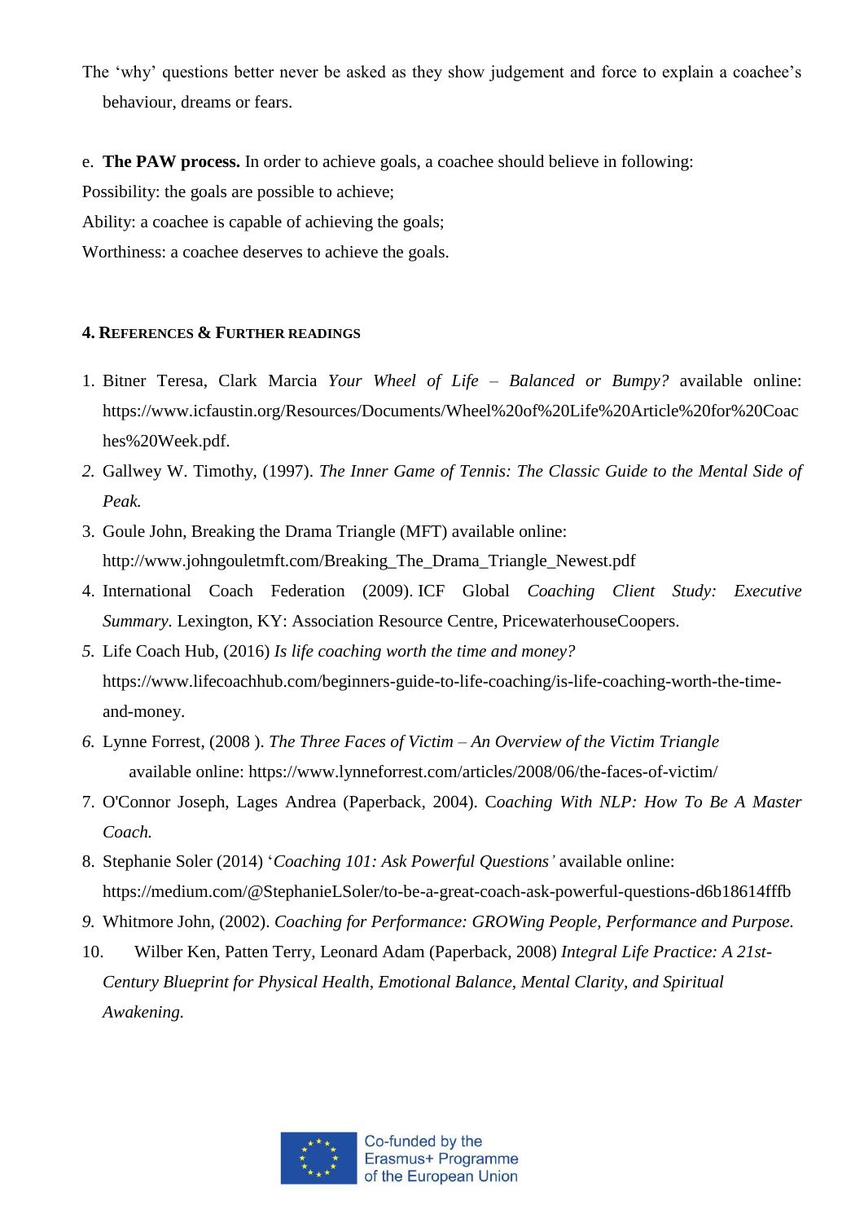The 'why' questions better never be asked as they show judgement and force to explain a coachee's behaviour, dreams or fears.

e. **The PAW process.** In order to achieve goals, a coachee should believe in following:

Possibility: the goals are possible to achieve;

Ability: a coachee is capable of achieving the goals;

Worthiness: a coachee deserves to achieve the goals.

#### 4. References & Further readings

1. Bitner Teresa, Clark Marcia *Your Wheel of Life – Balanced or Bumpy?* available online: https://www.icfaustin.org/Resources/Documents/Wheel%20of%20Life%20Article%20for%20Coaches%20Week.pdf.
2. Gallwey W. Timothy, (1997). *The Inner Game of Tennis: The Classic Guide to the Mental Side of Peak.*
3. Goule John, Breaking the Drama Triangle (MFT) available online: http://www.johngouletmft.com/Breaking_The_Drama_Triangle_Newest.pdf
4. International Coach Federation (2009). ICF Global *Coaching Client Study: Executive Summary.* Lexington, KY: Association Resource Centre, PricewaterhouseCoopers.
5. Life Coach Hub, (2016) *Is life coaching worth the time and money?* https://www.lifecoachhub.com/beginners-guide-to-life-coaching/is-life-coaching-worth-the-time-and-money.
6. Lynne Forrest, (2008 ). *The Three Faces of Victim – An Overview of the Victim Triangle* available online: https://www.lynneforrest.com/articles/2008/06/the-faces-of-victim/
7. O'Connor Joseph, Lages Andrea (Paperback, 2004). C*oaching With NLP: How To Be A Master Coach.*
8. Stephanie Soler (2014) '*Coaching 101: Ask Powerful Questions'* available online: https://medium.com/@StephanieLSoler/to-be-a-great-coach-ask-powerful-questions-d6b18614fffb
9. Whitmore John, (2002). *Coaching for Performance: GROWing People, Performance and Purpose.*
10. Wilber Ken, Patten Terry, Leonard Adam (Paperback, 2008) *Integral Life Practice: A 21st-Century Blueprint for Physical Health, Emotional Balance, Mental Clarity, and Spiritual Awakening.*

Co-funded by the Erasmus+ Programme of the European Union